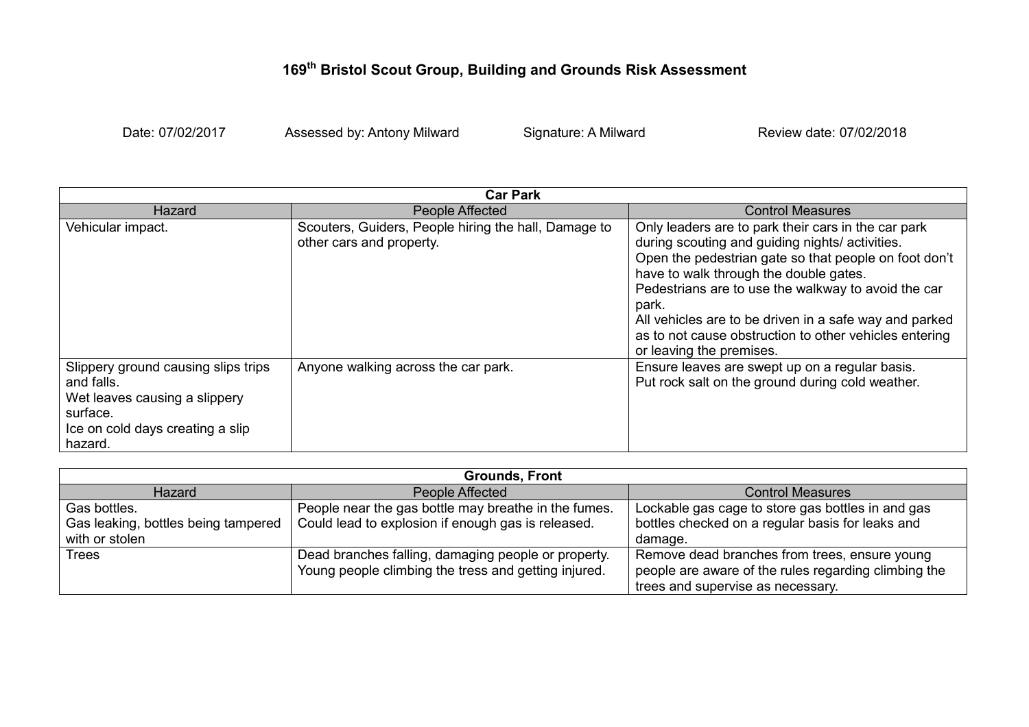# 169th Bristol Scout Group, Building and Grounds Risk Assessment

Date: 07/02/2017 Assessed by: Antony Milward Signature: A Milward Review date: 07/02/2018

| Car Park | | |
|---|---|---|
| Hazard | People Affected | Control Measures |
| Vehicular impact. | Scouters, Guiders, People hiring the hall, Damage to other cars and property. | Only leaders are to park their cars in the car park during scouting and guiding nights/ activities.<br>Open the pedestrian gate so that people on foot don't have to walk through the double gates.<br>Pedestrians are to use the walkway to avoid the car park.<br>All vehicles are to be driven in a safe way and parked as to not cause obstruction to other vehicles entering or leaving the premises. |
| Slippery ground causing slips trips and falls.<br>Wet leaves causing a slippery surface.<br>Ice on cold days creating a slip hazard. | Anyone walking across the car park. | Ensure leaves are swept up on a regular basis.<br>Put rock salt on the ground during cold weather. |

| Grounds, Front | | |
|---|---|---|
| Hazard | People Affected | Control Measures |
| Gas bottles.<br>Gas leaking, bottles being tampered with or stolen | People near the gas bottle may breathe in the fumes.<br>Could lead to explosion if enough gas is released. | Lockable gas cage to store gas bottles in and gas bottles checked on a regular basis for leaks and damage. |
| Trees | Dead branches falling, damaging people or property.<br>Young people climbing the tress and getting injured. | Remove dead branches from trees, ensure young people are aware of the rules regarding climbing the trees and supervise as necessary. |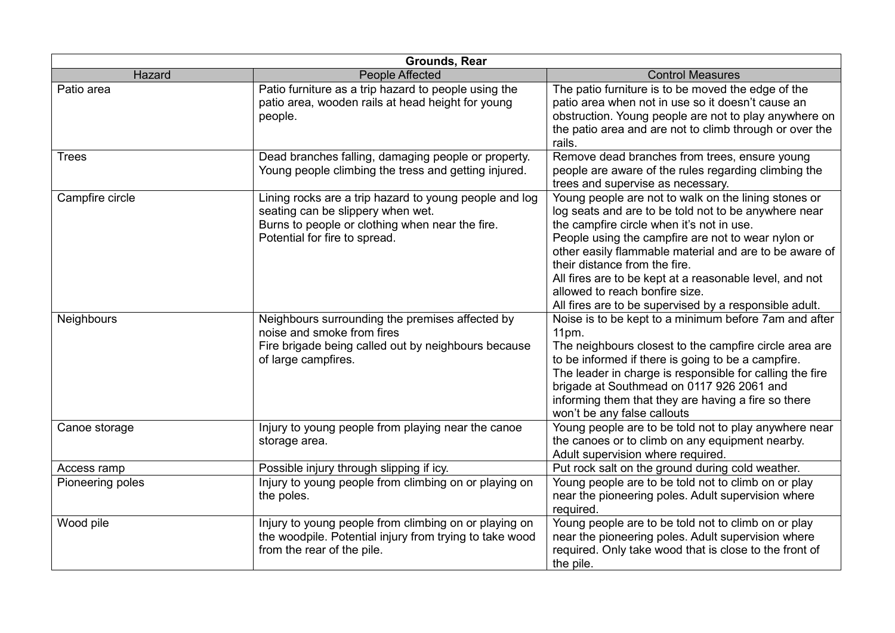| Grounds, Rear | | |
|---|---|---|
| Hazard | People Affected | Control Measures |
| Patio area | Patio furniture as a trip hazard to people using the patio area, wooden rails at head height for young people. | The patio furniture is to be moved the edge of the patio area when not in use so it doesn't cause an obstruction. Young people are not to play anywhere on the patio area and are not to climb through or over the rails. |
| Trees | Dead branches falling, damaging people or property. Young people climbing the tress and getting injured. | Remove dead branches from trees, ensure young people are aware of the rules regarding climbing the trees and supervise as necessary. |
| Campfire circle | Lining rocks are a trip hazard to young people and log seating can be slippery when wet.<br>Burns to people or clothing when near the fire.<br>Potential for fire to spread. | Young people are not to walk on the lining stones or log seats and are to be told not to be anywhere near the campfire circle when it's not in use.<br>People using the campfire are not to wear nylon or other easily flammable material and are to be aware of their distance from the fire.<br>All fires are to be kept at a reasonable level, and not allowed to reach bonfire size.<br>All fires are to be supervised by a responsible adult. |
| Neighbours | Neighbours surrounding the premises affected by noise and smoke from fires<br>Fire brigade being called out by neighbours because of large campfires. | Noise is to be kept to a minimum before 7am and after 11pm.<br>The neighbours closest to the campfire circle area are to be informed if there is going to be a campfire.<br>The leader in charge is responsible for calling the fire brigade at Southmead on 0117 926 2061 and informing them that they are having a fire so there won't be any false callouts |
| Canoe storage | Injury to young people from playing near the canoe storage area. | Young people are to be told not to play anywhere near the canoes or to climb on any equipment nearby. Adult supervision where required. |
| Access ramp | Possible injury through slipping if icy. | Put rock salt on the ground during cold weather. |
| Pioneering poles | Injury to young people from climbing on or playing on the poles. | Young people are to be told not to climb on or play near the pioneering poles. Adult supervision where required. |
| Wood pile | Injury to young people from climbing on or playing on the woodpile. Potential injury from trying to take wood from the rear of the pile. | Young people are to be told not to climb on or play near the pioneering poles. Adult supervision where required. Only take wood that is close to the front of the pile. |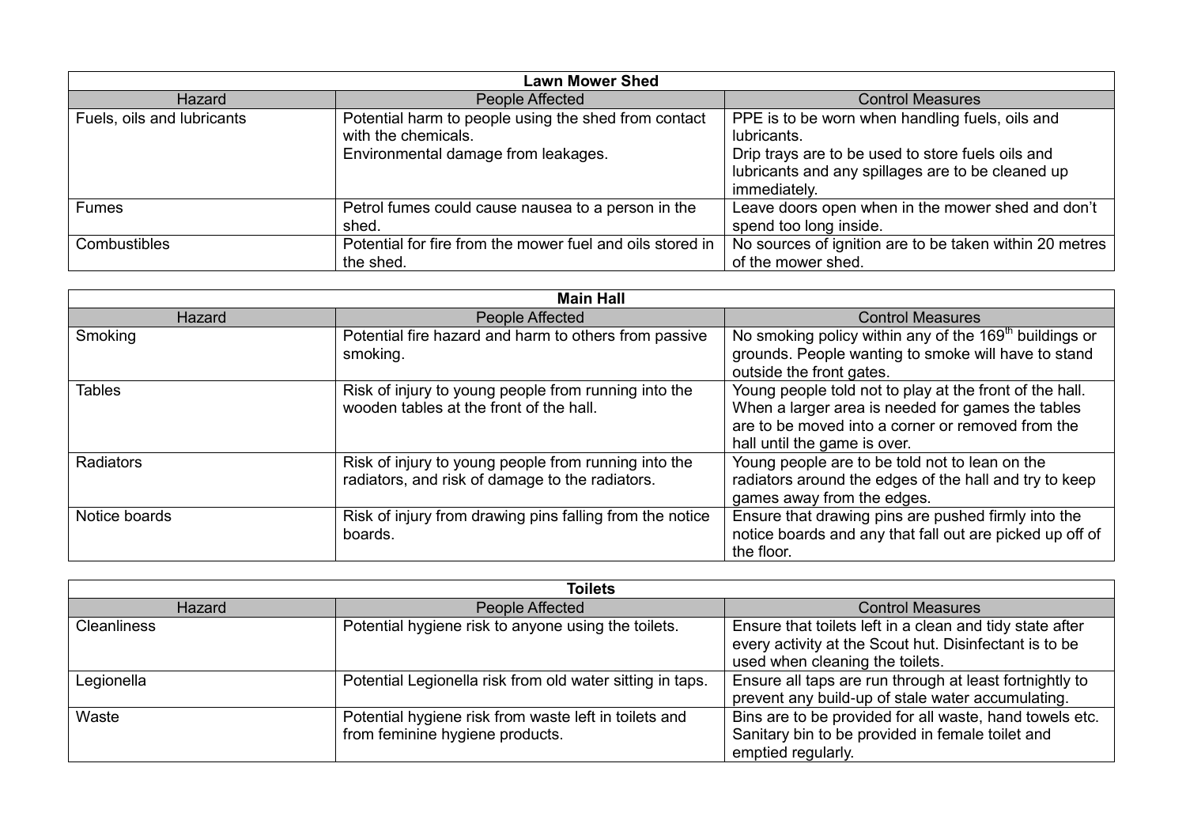| Lawn Mower Shed | | |
|---|---|---|
| Hazard | People Affected | Control Measures |
| Fuels, oils and lubricants | Potential harm to people using the shed from contact with the chemicals. Environmental damage from leakages. | PPE is to be worn when handling fuels, oils and lubricants. Drip trays are to be used to store fuels oils and lubricants and any spillages are to be cleaned up immediately. |
| Fumes | Petrol fumes could cause nausea to a person in the shed. | Leave doors open when in the mower shed and don't spend too long inside. |
| Combustibles | Potential for fire from the mower fuel and oils stored in the shed. | No sources of ignition are to be taken within 20 metres of the mower shed. |

| Main Hall | | |
|---|---|---|
| Hazard | People Affected | Control Measures |
| Smoking | Potential fire hazard and harm to others from passive smoking. | No smoking policy within any of the 169th buildings or grounds. People wanting to smoke will have to stand outside the front gates. |
| Tables | Risk of injury to young people from running into the wooden tables at the front of the hall. | Young people told not to play at the front of the hall. When a larger area is needed for games the tables are to be moved into a corner or removed from the hall until the game is over. |
| Radiators | Risk of injury to young people from running into the radiators, and risk of damage to the radiators. | Young people are to be told not to lean on the radiators around the edges of the hall and try to keep games away from the edges. |
| Notice boards | Risk of injury from drawing pins falling from the notice boards. | Ensure that drawing pins are pushed firmly into the notice boards and any that fall out are picked up off of the floor. |

| Toilets | | |
|---|---|---|
| Hazard | People Affected | Control Measures |
| Cleanliness | Potential hygiene risk to anyone using the toilets. | Ensure that toilets left in a clean and tidy state after every activity at the Scout hut. Disinfectant is to be used when cleaning the toilets. |
| Legionella | Potential Legionella risk from old water sitting in taps. | Ensure all taps are run through at least fortnightly to prevent any build-up of stale water accumulating. |
| Waste | Potential hygiene risk from waste left in toilets and from feminine hygiene products. | Bins are to be provided for all waste, hand towels etc. Sanitary bin to be provided in female toilet and emptied regularly. |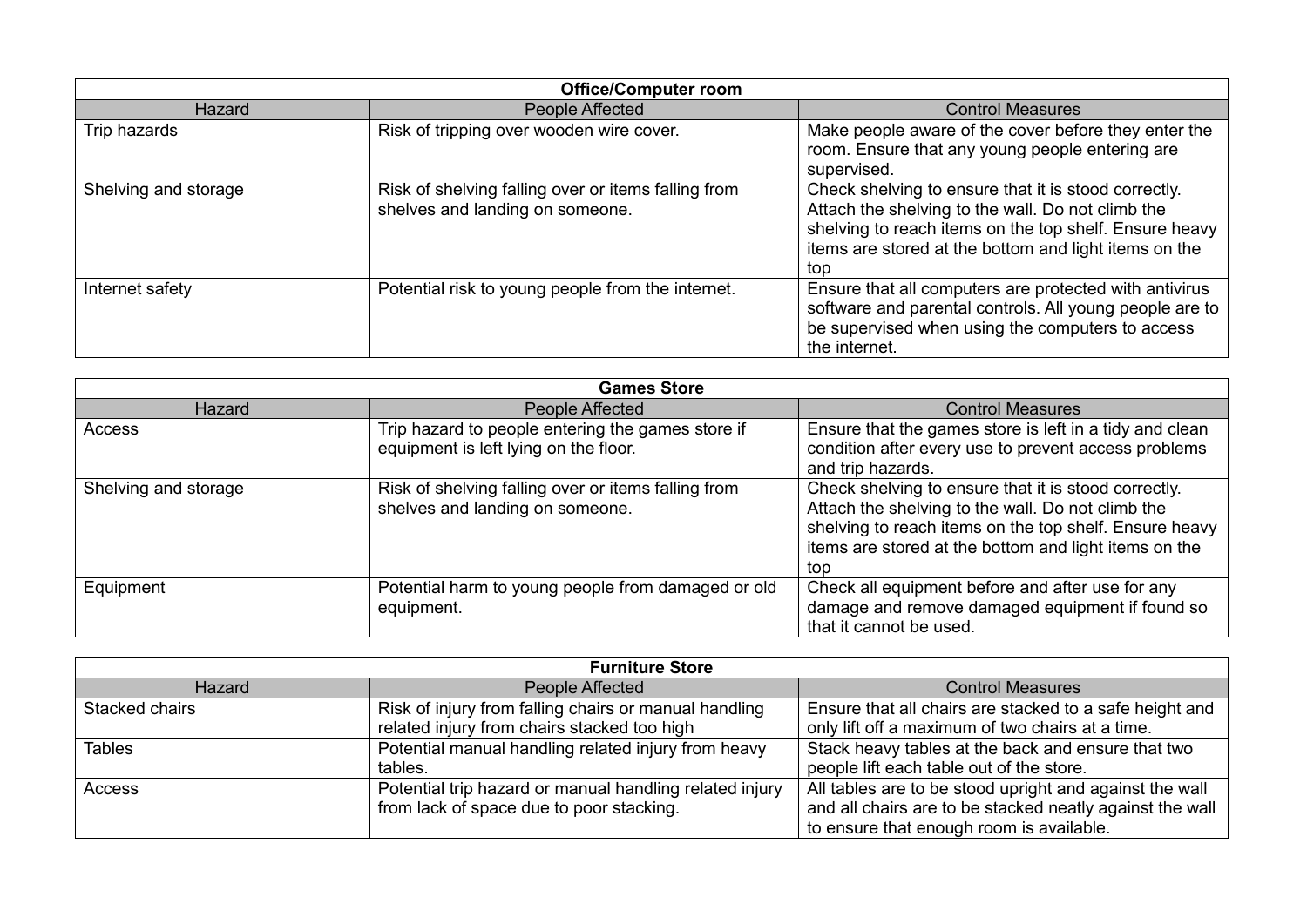| Office/Computer room | | |
|---|---|---|
| Hazard | People Affected | Control Measures |
| Trip hazards | Risk of tripping over wooden wire cover. | Make people aware of the cover before they enter the room. Ensure that any young people entering are supervised. |
| Shelving and storage | Risk of shelving falling over or items falling from shelves and landing on someone. | Check shelving to ensure that it is stood correctly. Attach the shelving to the wall. Do not climb the shelving to reach items on the top shelf. Ensure heavy items are stored at the bottom and light items on the top |
| Internet safety | Potential risk to young people from the internet. | Ensure that all computers are protected with antivirus software and parental controls. All young people are to be supervised when using the computers to access the internet. |

| Games Store | | |
|---|---|---|
| Hazard | People Affected | Control Measures |
| Access | Trip hazard to people entering the games store if equipment is left lying on the floor. | Ensure that the games store is left in a tidy and clean condition after every use to prevent access problems and trip hazards. |
| Shelving and storage | Risk of shelving falling over or items falling from shelves and landing on someone. | Check shelving to ensure that it is stood correctly. Attach the shelving to the wall. Do not climb the shelving to reach items on the top shelf. Ensure heavy items are stored at the bottom and light items on the top |
| Equipment | Potential harm to young people from damaged or old equipment. | Check all equipment before and after use for any damage and remove damaged equipment if found so that it cannot be used. |

| Furniture Store | | |
|---|---|---|
| Hazard | People Affected | Control Measures |
| Stacked chairs | Risk of injury from falling chairs or manual handling related injury from chairs stacked too high | Ensure that all chairs are stacked to a safe height and only lift off a maximum of two chairs at a time. |
| Tables | Potential manual handling related injury from heavy tables. | Stack heavy tables at the back and ensure that two people lift each table out of the store. |
| Access | Potential trip hazard or manual handling related injury from lack of space due to poor stacking. | All tables are to be stood upright and against the wall and all chairs are to be stacked neatly against the wall to ensure that enough room is available. |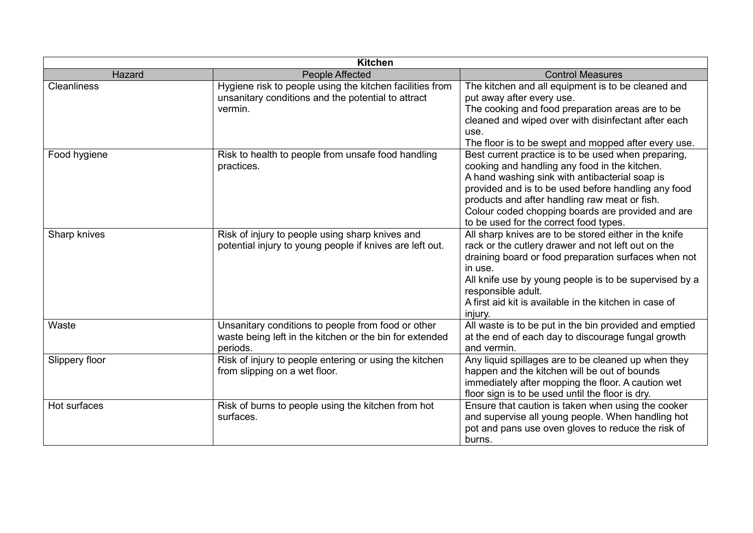| Kitchen | | |
|---|---|---|
| Hazard | People Affected | Control Measures |
| Cleanliness | Hygiene risk to people using the kitchen facilities from unsanitary conditions and the potential to attract vermin. | The kitchen and all equipment is to be cleaned and put away after every use.<br>The cooking and food preparation areas are to be cleaned and wiped over with disinfectant after each use.<br>The floor is to be swept and mopped after every use. |
| Food hygiene | Risk to health to people from unsafe food handling practices. | Best current practice is to be used when preparing, cooking and handling any food in the kitchen.<br>A hand washing sink with antibacterial soap is provided and is to be used before handling any food products and after handling raw meat or fish.<br>Colour coded chopping boards are provided and are to be used for the correct food types. |
| Sharp knives | Risk of injury to people using sharp knives and potential injury to young people if knives are left out. | All sharp knives are to be stored either in the knife rack or the cutlery drawer and not left out on the draining board or food preparation surfaces when not in use.<br>All knife use by young people is to be supervised by a responsible adult.<br>A first aid kit is available in the kitchen in case of injury. |
| Waste | Unsanitary conditions to people from food or other waste being left in the kitchen or the bin for extended periods. | All waste is to be put in the bin provided and emptied at the end of each day to discourage fungal growth and vermin. |
| Slippery floor | Risk of injury to people entering or using the kitchen from slipping on a wet floor. | Any liquid spillages are to be cleaned up when they happen and the kitchen will be out of bounds immediately after mopping the floor. A caution wet floor sign is to be used until the floor is dry. |
| Hot surfaces | Risk of burns to people using the kitchen from hot surfaces. | Ensure that caution is taken when using the cooker and supervise all young people. When handling hot pot and pans use oven gloves to reduce the risk of burns. |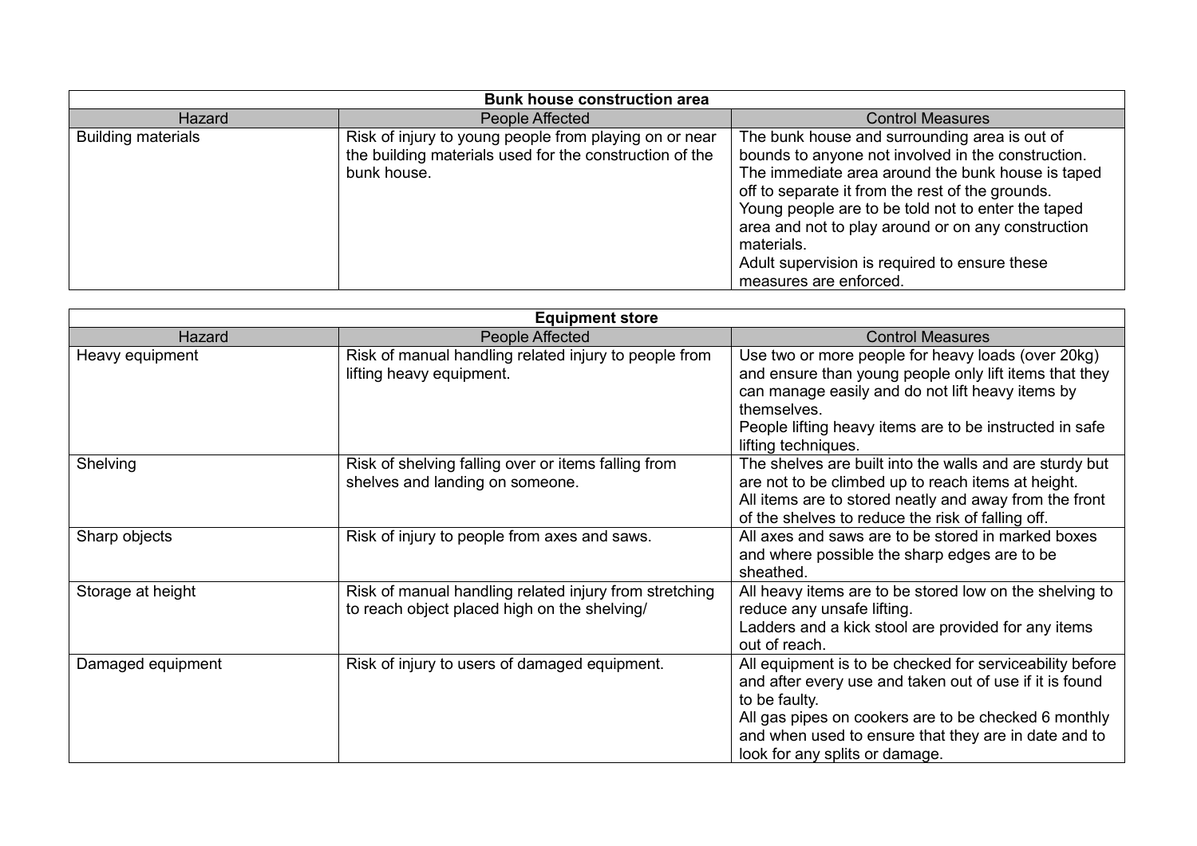| Bunk house construction area | | |
|---|---|---|
| Hazard | People Affected | Control Measures |
| Building materials | Risk of injury to young people from playing on or near the building materials used for the construction of the bunk house. | The bunk house and surrounding area is out of bounds to anyone not involved in the construction. The immediate area around the bunk house is taped off to separate it from the rest of the grounds. Young people are to be told not to enter the taped area and not to play around or on any construction materials. Adult supervision is required to ensure these measures are enforced. |

| Equipment store | | |
|---|---|---|
| Hazard | People Affected | Control Measures |
| Heavy equipment | Risk of manual handling related injury to people from lifting heavy equipment. | Use two or more people for heavy loads (over 20kg) and ensure than young people only lift items that they can manage easily and do not lift heavy items by themselves. People lifting heavy items are to be instructed in safe lifting techniques. |
| Shelving | Risk of shelving falling over or items falling from shelves and landing on someone. | The shelves are built into the walls and are sturdy but are not to be climbed up to reach items at height. All items are to stored neatly and away from the front of the shelves to reduce the risk of falling off. |
| Sharp objects | Risk of injury to people from axes and saws. | All axes and saws are to be stored in marked boxes and where possible the sharp edges are to be sheathed. |
| Storage at height | Risk of manual handling related injury from stretching to reach object placed high on the shelving/ | All heavy items are to be stored low on the shelving to reduce any unsafe lifting. Ladders and a kick stool are provided for any items out of reach. |
| Damaged equipment | Risk of injury to users of damaged equipment. | All equipment is to be checked for serviceability before and after every use and taken out of use if it is found to be faulty. All gas pipes on cookers are to be checked 6 monthly and when used to ensure that they are in date and to look for any splits or damage. |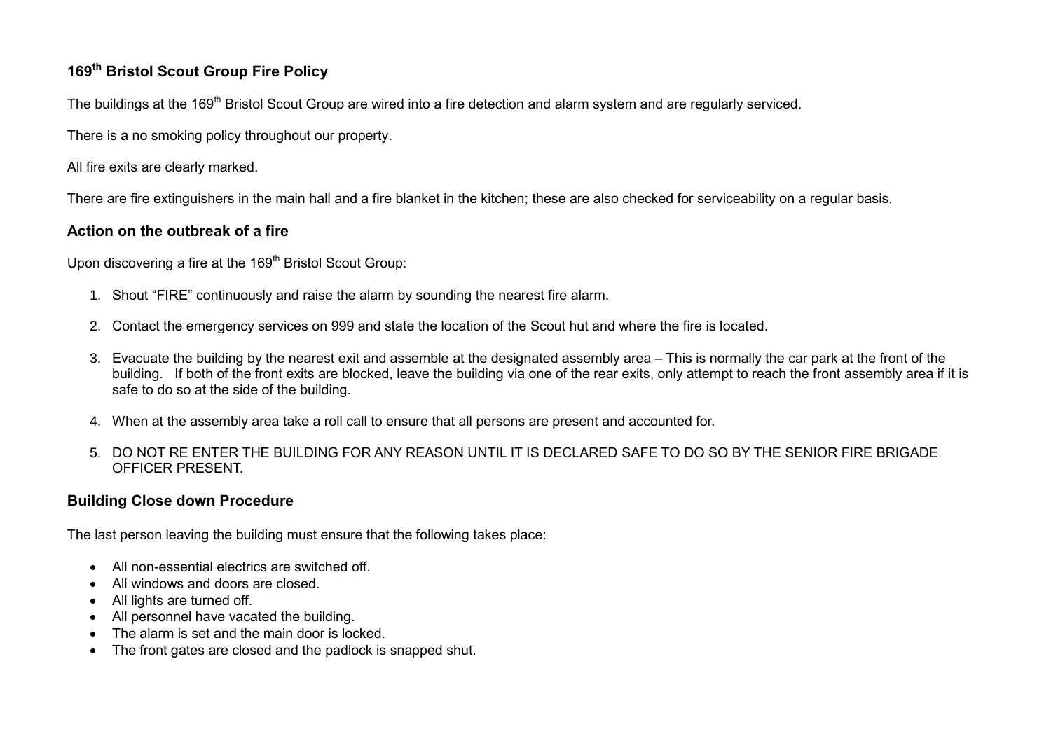## 169th Bristol Scout Group Fire Policy

The buildings at the 169th Bristol Scout Group are wired into a fire detection and alarm system and are regularly serviced.

There is a no smoking policy throughout our property.

All fire exits are clearly marked.

There are fire extinguishers in the main hall and a fire blanket in the kitchen; these are also checked for serviceability on a regular basis.

### Action on the outbreak of a fire

Upon discovering a fire at the 169th Bristol Scout Group:

1. Shout “FIRE” continuously and raise the alarm by sounding the nearest fire alarm.
2. Contact the emergency services on 999 and state the location of the Scout hut and where the fire is located.
3. Evacuate the building by the nearest exit and assemble at the designated assembly area – This is normally the car park at the front of the building. If both of the front exits are blocked, leave the building via one of the rear exits, only attempt to reach the front assembly area if it is safe to do so at the side of the building.
4. When at the assembly area take a roll call to ensure that all persons are present and accounted for.
5. DO NOT RE ENTER THE BUILDING FOR ANY REASON UNTIL IT IS DECLARED SAFE TO DO SO BY THE SENIOR FIRE BRIGADE OFFICER PRESENT.

### Building Close down Procedure

The last person leaving the building must ensure that the following takes place:

- All non-essential electrics are switched off.
- All windows and doors are closed.
- All lights are turned off.
- All personnel have vacated the building.
- The alarm is set and the main door is locked.
- The front gates are closed and the padlock is snapped shut.